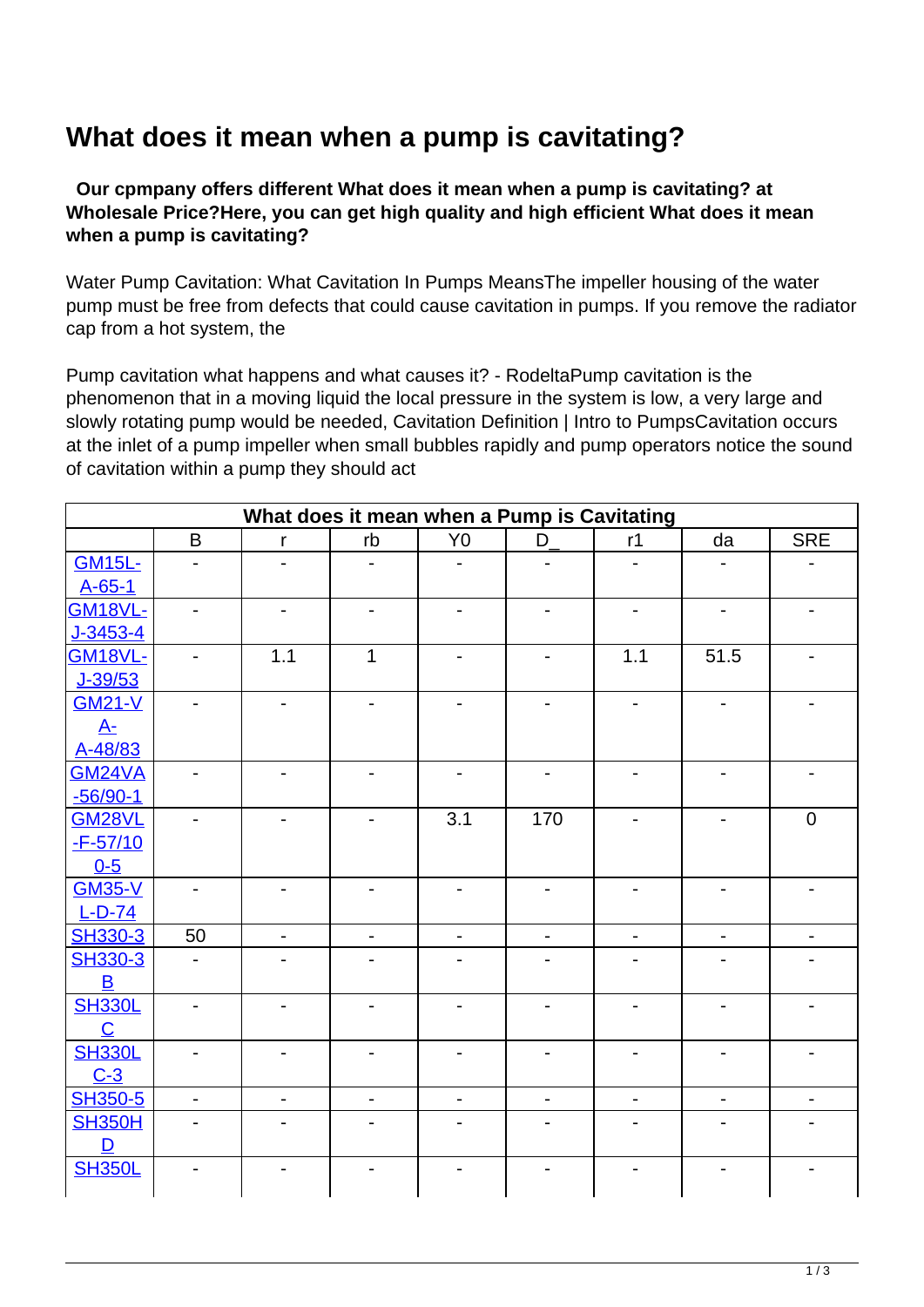# What does it mean when a pump is cavitating?

**Our cpmpany offers different What does it mean when a pump is cavitating? at Wholesale Price?Here, you can get high quality and high efficient What does it mean when a pump is cavitating?**

Water Pump Cavitation: What Cavitation In Pumps MeansThe impeller housing of the water pump must be free from defects that could cause cavitation in pumps. If you remove the radiator cap from a hot system, the

Pump cavitation what happens and what causes it? - RodeltaPump cavitation is the phenomenon that in a moving liquid the local pressure in the system is low, a very large and slowly rotating pump would be needed, Cavitation Definition | Intro to PumpsCavitation occurs at the inlet of a pump impeller when small bubbles rapidly and pump operators notice the sound of cavitation within a pump they should act

| What does it mean when a Pump is Cavitating | | | | | | | | |
|---|---|---|---|---|---|---|---|---|
| | B | r | rb | Y0 | D_ | r1 | da | SRE |
| GM15L-A-65-1 | - | - | - | - | - | - | - | - |
| GM18VL-J-3453-4 | - | - | - | - | - | - | - | - |
| GM18VL-J-39/53 | - | 1.1 | 1 | - | - | 1.1 | 51.5 | - |
| GM21-VA-A-48/83 | - | - | - | - | - | - | - | - |
| GM24VA-56/90-1 | - | - | - | - | - | - | - | - |
| GM28VL-F-57/100-5 | - | - | - | 3.1 | 170 | - | - | 0 |
| GM35-VL-D-74 | - | - | - | - | - | - | - | - |
| SH330-3 | 50 | - | - | - | - | - | - | - |
| SH330-3B | - | - | - | - | - | - | - | - |
| SH330LC | - | - | - | - | - | - | - | - |
| SH330LC-3 | - | - | - | - | - | - | - | - |
| SH350-5 | - | - | - | - | - | - | - | - |
| SH350HD | - | - | - | - | - | - | - | - |
| SH350L | - | - | - | - | - | - | - | - |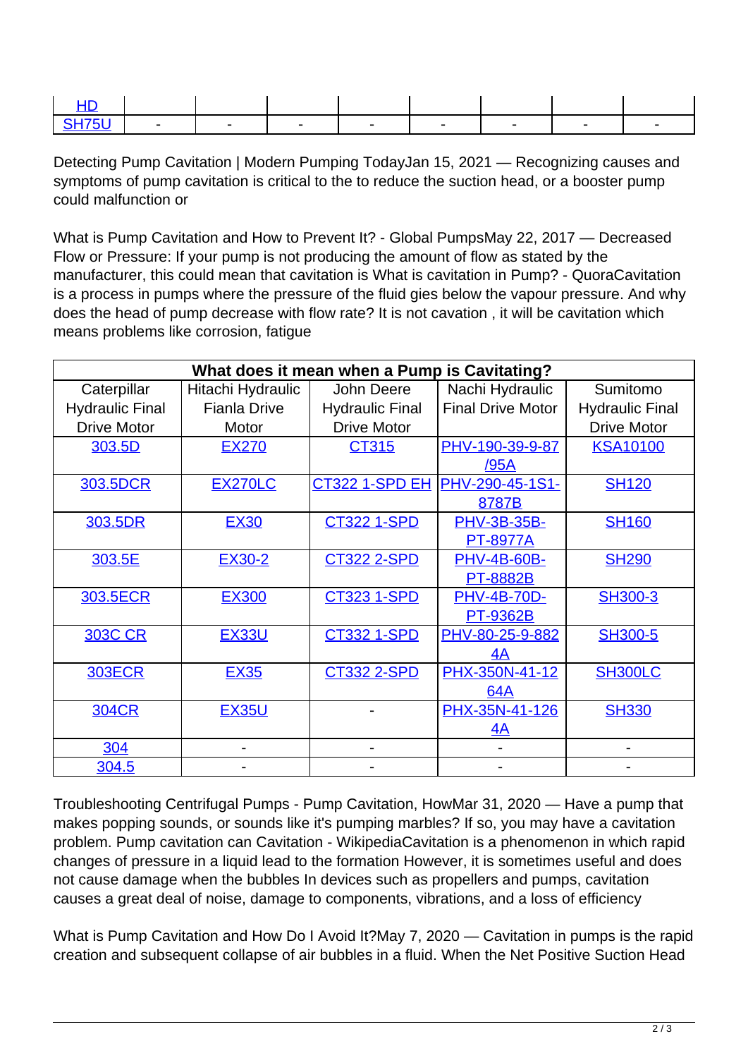| HD | | | | | | | | |
|---|---|---|---|---|---|---|---|---|
| SH75U | - | - | - | - | - | - | - | - |

Detecting Pump Cavitation | Modern Pumping TodayJan 15, 2021 — Recognizing causes and symptoms of pump cavitation is critical to the to reduce the suction head, or a booster pump could malfunction or

What is Pump Cavitation and How to Prevent It? - Global PumpsMay 22, 2017 — Decreased Flow or Pressure: If your pump is not producing the amount of flow as stated by the manufacturer, this could mean that cavitation is What is cavitation in Pump? - QuoraCavitation is a process in pumps where the pressure of the fluid gies below the vapour pressure. And why does the head of pump decrease with flow rate? It is not cavation , it will be cavitation which means problems like corrosion, fatigue

| What does it mean when a Pump is Cavitating? | | | | |
|---|---|---|---|---|
| Caterpillar Hydraulic Final Drive Motor | Hitachi Hydraulic Fianla Drive Motor | John Deere Hydraulic Final Drive Motor | Nachi Hydraulic Final Drive Motor | Sumitomo Hydraulic Final Drive Motor |
| 303.5D | EX270 | CT315 | PHV-190-39-9-87/95A | KSA10100 |
| 303.5DCR | EX270LC | CT322 1-SPD EH | PHV-290-45-1S1-8787B | SH120 |
| 303.5DR | EX30 | CT322 1-SPD | PHV-3B-35B-PT-8977A | SH160 |
| 303.5E | EX30-2 | CT322 2-SPD | PHV-4B-60B-PT-8882B | SH290 |
| 303.5ECR | EX300 | CT323 1-SPD | PHV-4B-70D-PT-9362B | SH300-3 |
| 303C CR | EX33U | CT332 1-SPD | PHV-80-25-9-8824A | SH300-5 |
| 303ECR | EX35 | CT332 2-SPD | PHX-350N-41-1264A | SH300LC |
| 304CR | EX35U | - | PHX-35N-41-1264A | SH330 |
| 304 | - | - | - | - |
| 304.5 | - | - | - | - |

Troubleshooting Centrifugal Pumps - Pump Cavitation, HowMar 31, 2020 — Have a pump that makes popping sounds, or sounds like it's pumping marbles? If so, you may have a cavitation problem. Pump cavitation can Cavitation - WikipediaCavitation is a phenomenon in which rapid changes of pressure in a liquid lead to the formation However, it is sometimes useful and does not cause damage when the bubbles In devices such as propellers and pumps, cavitation causes a great deal of noise, damage to components, vibrations, and a loss of efficiency

What is Pump Cavitation and How Do I Avoid It?May 7, 2020 — Cavitation in pumps is the rapid creation and subsequent collapse of air bubbles in a fluid. When the Net Positive Suction Head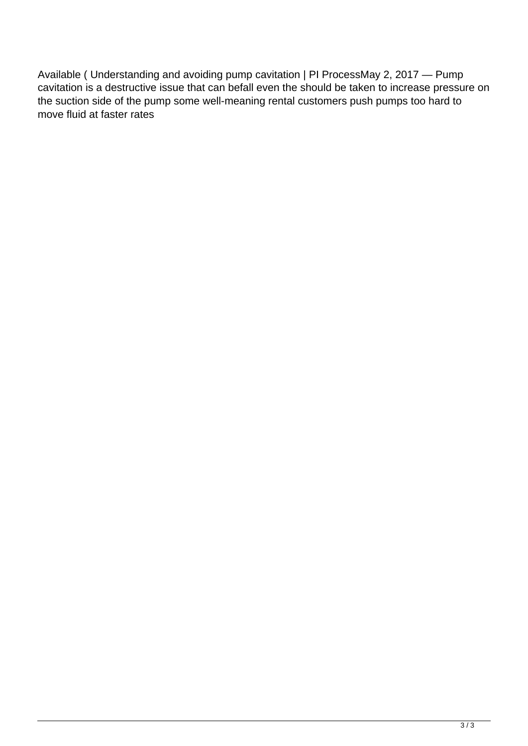Available ( Understanding and avoiding pump cavitation | PI ProcessMay 2, 2017 — Pump cavitation is a destructive issue that can befall even the should be taken to increase pressure on the suction side of the pump some well-meaning rental customers push pumps too hard to move fluid at faster rates